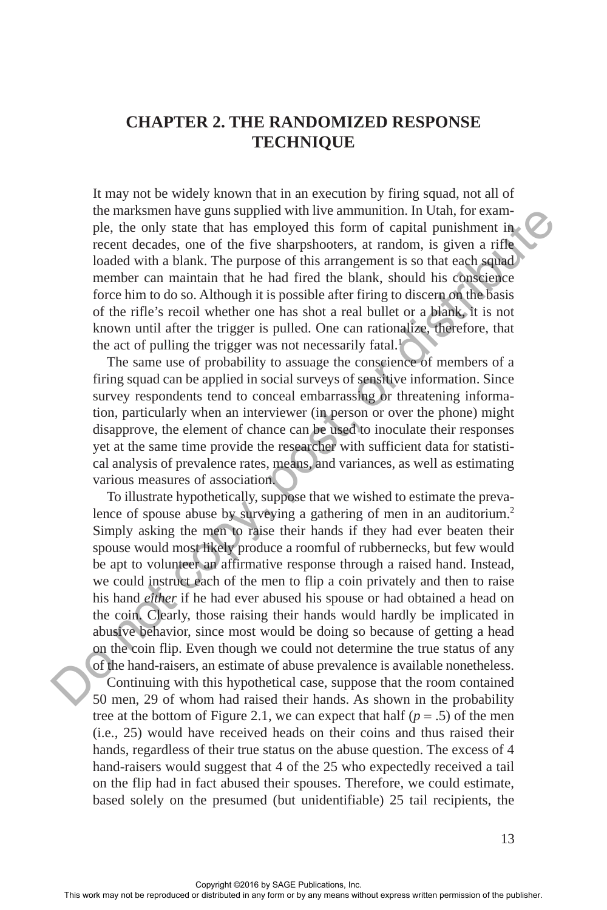# CHAPTER 2. THE RANDOMIZED RESPONSE TECHNIQUE

It may not be widely known that in an execution by firing squad, not all of the marksmen have guns supplied with live ammunition. In Utah, for example, the only state that has employed this form of capital punishment in recent decades, one of the five sharpshooters, at random, is given a rifle loaded with a blank. The purpose of this arrangement is so that each squad member can maintain that he had fired the blank, should his conscience force him to do so. Although it is possible after firing to discern on the basis of the rifle's recoil whether one has shot a real bullet or a blank, it is not known until after the trigger is pulled. One can rationalize, therefore, that the act of pulling the trigger was not necessarily fatal.[1]

The same use of probability to assuage the conscience of members of a firing squad can be applied in social surveys of sensitive information. Since survey respondents tend to conceal embarrassing or threatening information, particularly when an interviewer (in person or over the phone) might disapprove, the element of chance can be used to inoculate their responses yet at the same time provide the researcher with sufficient data for statistical analysis of prevalence rates, means, and variances, as well as estimating various measures of association.

To illustrate hypothetically, suppose that we wished to estimate the prevalence of spouse abuse by surveying a gathering of men in an auditorium.[2] Simply asking the men to raise their hands if they had ever beaten their spouse would most likely produce a roomful of rubbernecks, but few would be apt to volunteer an affirmative response through a raised hand. Instead, we could instruct each of the men to flip a coin privately and then to raise his hand *either* if he had ever abused his spouse or had obtained a head on the coin. Clearly, those raising their hands would hardly be implicated in abusive behavior, since most would be doing so because of getting a head on the coin flip. Even though we could not determine the true status of any of the hand-raisers, an estimate of abuse prevalence is available nonetheless.

Continuing with this hypothetical case, suppose that the room contained 50 men, 29 of whom had raised their hands. As shown in the probability tree at the bottom of Figure 2.1, we can expect that half ($p = .5$) of the men (i.e., 25) would have received heads on their coins and thus raised their hands, regardless of their true status on the abuse question. The excess of 4 hand-raisers would suggest that 4 of the 25 who expectedly received a tail on the flip had in fact abused their spouses. Therefore, we could estimate, based solely on the presumed (but unidentifiable) 25 tail recipients, the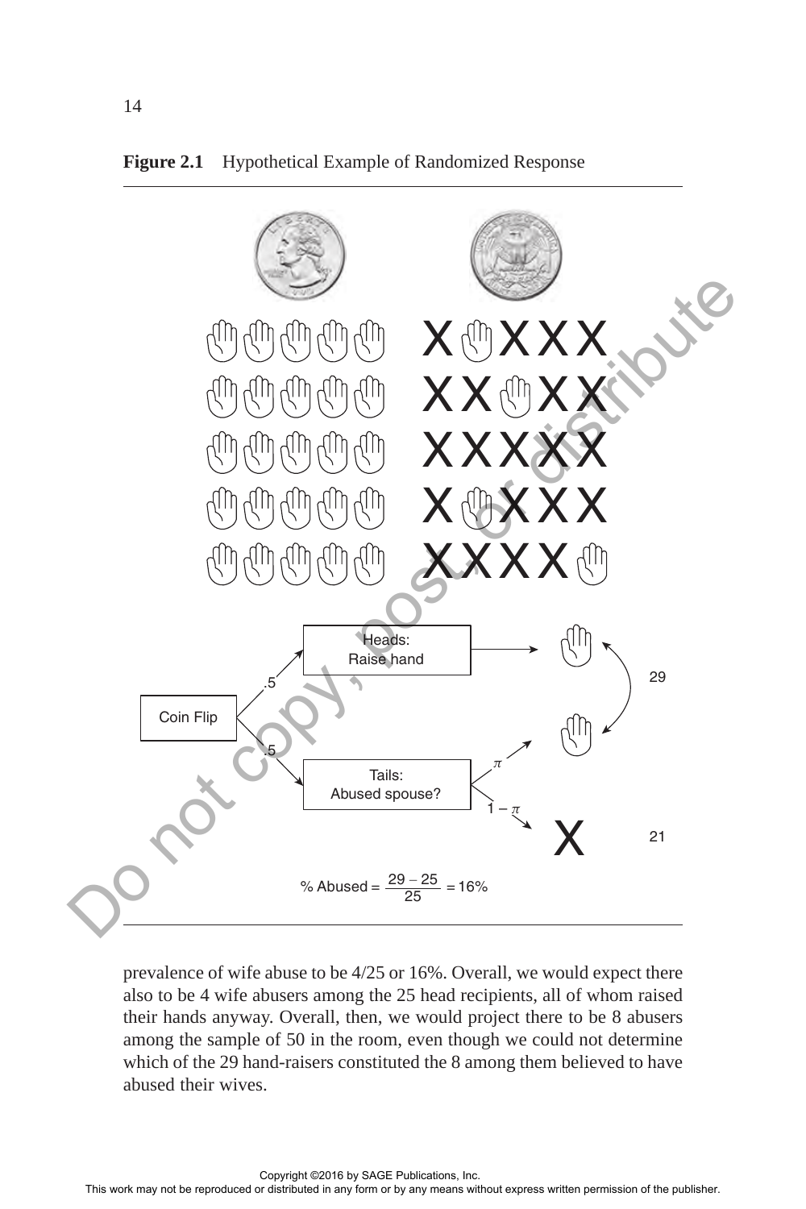**Figure 2.1** Hypothetical Example of Randomized Response

Coin Flip → .5 → Heads: Raise hand → (hand) 29

Coin Flip → .5 → Tails: Abused spouse? → $\pi$ → (hand); $1 - \pi$ → X 21

$$\% \text{ Abused} = \frac{29 - 25}{25} = 16\%$$

prevalence of wife abuse to be 4/25 or 16%. Overall, we would expect there also to be 4 wife abusers among the 25 head recipients, all of whom raised their hands anyway. Overall, then, we would project there to be 8 abusers among the sample of 50 in the room, even though we could not determine which of the 29 hand-raisers constituted the 8 among them believed to have abused their wives.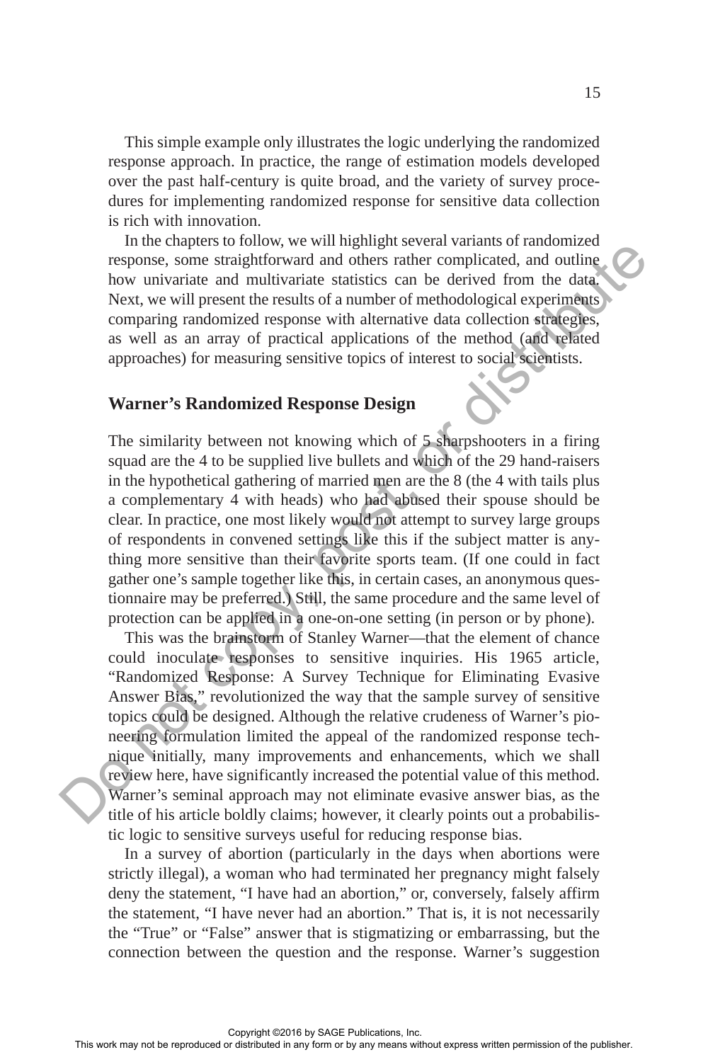This simple example only illustrates the logic underlying the randomized response approach. In practice, the range of estimation models developed over the past half-century is quite broad, and the variety of survey procedures for implementing randomized response for sensitive data collection is rich with innovation.

In the chapters to follow, we will highlight several variants of randomized response, some straightforward and others rather complicated, and outline how univariate and multivariate statistics can be derived from the data. Next, we will present the results of a number of methodological experiments comparing randomized response with alternative data collection strategies, as well as an array of practical applications of the method (and related approaches) for measuring sensitive topics of interest to social scientists.

## Warner's Randomized Response Design

The similarity between not knowing which of 5 sharpshooters in a firing squad are the 4 to be supplied live bullets and which of the 29 hand-raisers in the hypothetical gathering of married men are the 8 (the 4 with tails plus a complementary 4 with heads) who had abused their spouse should be clear. In practice, one most likely would not attempt to survey large groups of respondents in convened settings like this if the subject matter is anything more sensitive than their favorite sports team. (If one could in fact gather one's sample together like this, in certain cases, an anonymous questionnaire may be preferred.) Still, the same procedure and the same level of protection can be applied in a one-on-one setting (in person or by phone).

This was the brainstorm of Stanley Warner—that the element of chance could inoculate responses to sensitive inquiries. His 1965 article, "Randomized Response: A Survey Technique for Eliminating Evasive Answer Bias," revolutionized the way that the sample survey of sensitive topics could be designed. Although the relative crudeness of Warner's pioneering formulation limited the appeal of the randomized response technique initially, many improvements and enhancements, which we shall review here, have significantly increased the potential value of this method. Warner's seminal approach may not eliminate evasive answer bias, as the title of his article boldly claims; however, it clearly points out a probabilistic logic to sensitive surveys useful for reducing response bias.

In a survey of abortion (particularly in the days when abortions were strictly illegal), a woman who had terminated her pregnancy might falsely deny the statement, "I have had an abortion," or, conversely, falsely affirm the statement, "I have never had an abortion." That is, it is not necessarily the "True" or "False" answer that is stigmatizing or embarrassing, but the connection between the question and the response. Warner's suggestion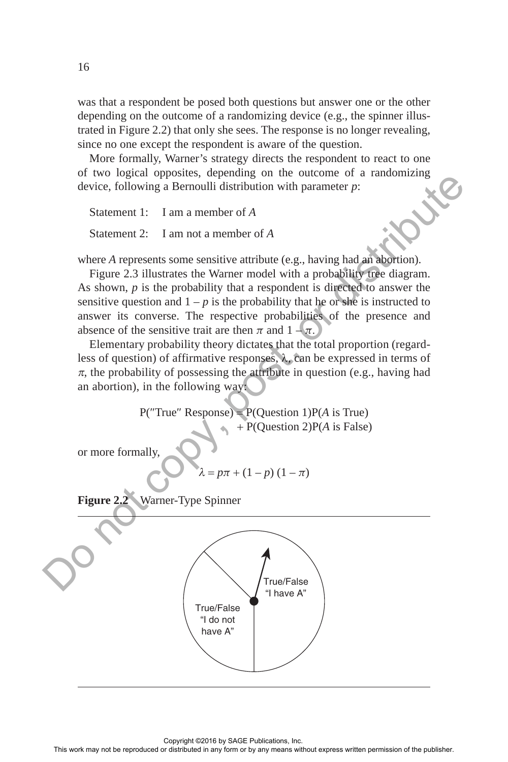was that a respondent be posed both questions but answer one or the other depending on the outcome of a randomizing device (e.g., the spinner illustrated in Figure 2.2) that only she sees. The response is no longer revealing, since no one except the respondent is aware of the question.

More formally, Warner's strategy directs the respondent to react to one of two logical opposites, depending on the outcome of a randomizing device, following a Bernoulli distribution with parameter $p$:

Statement 1: I am a member of *A*

Statement 2: I am not a member of *A*

where *A* represents some sensitive attribute (e.g., having had an abortion).

Figure 2.3 illustrates the Warner model with a probability tree diagram. As shown, $p$ is the probability that a respondent is directed to answer the sensitive question and $1 - p$ is the probability that he or she is instructed to answer its converse. The respective probabilities of the presence and absence of the sensitive trait are then $\pi$ and $1 - \pi$.

Elementary probability theory dictates that the total proportion (regardless of question) of affirmative responses, $\lambda$, can be expressed in terms of $\pi$, the probability of possessing the attribute in question (e.g., having had an abortion), in the following way:

$$\text{P(''True'' Response)} = \text{P(Question 1)P}(A \text{ is True}) + \text{P(Question 2)P}(A \text{ is False})$$

or more formally,

$$\lambda = p\pi + (1 - p)(1 - \pi)$$

**Figure 2.2** Warner-Type Spinner

True/False "I have A"

True/False "I do not have A"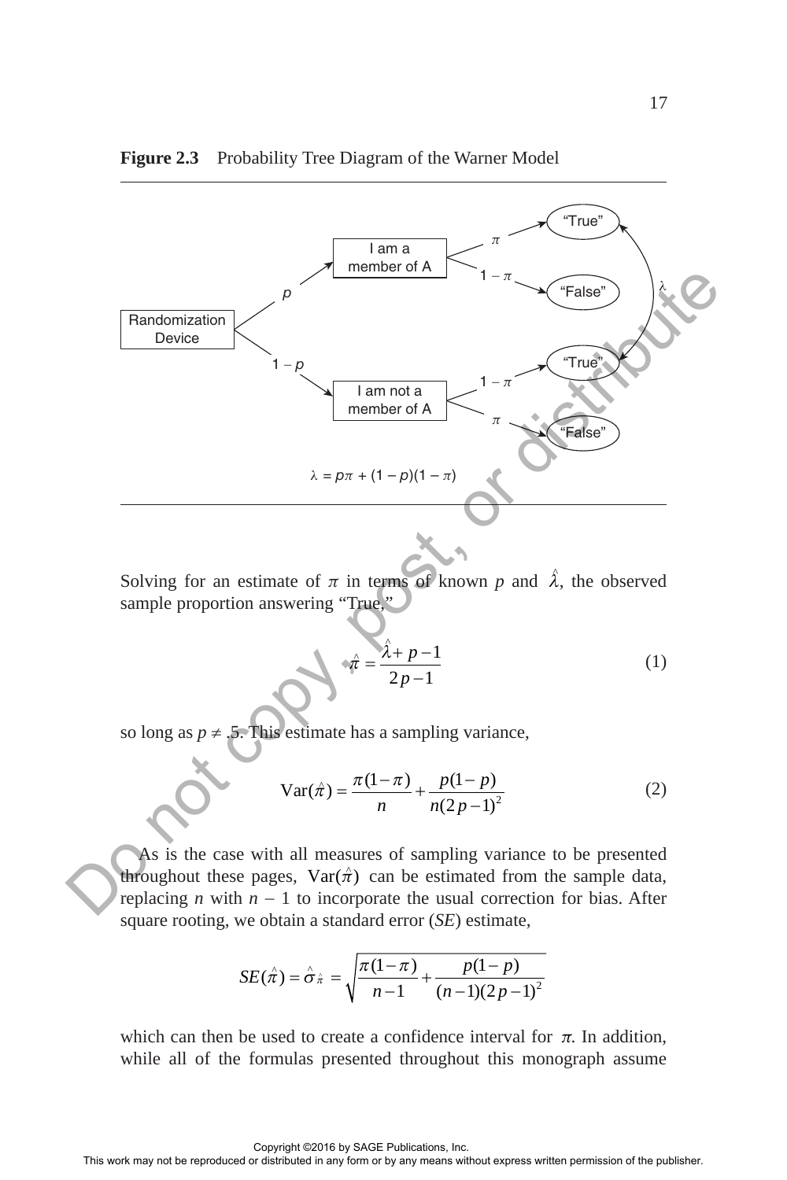**Figure 2.3** Probability Tree Diagram of the Warner Model

Randomization Device → $p$ → I am a member of A → $\pi$ → "True"; $1-\pi$ → "False"

Randomization Device → $1-p$ → I am not a member of A → $1-\pi$ → "True"; $\pi$ → "False"

$\lambda$ (both "True" outcomes)

$\lambda = p\pi + (1-p)(1-\pi)$

Solving for an estimate of $\pi$ in terms of known $p$ and $\hat{\lambda}$, the observed sample proportion answering "True,"

$$\hat{\pi} = \frac{\hat{\lambda} + p - 1}{2p - 1} \tag{1}$$

so long as $p \neq .5$. This estimate has a sampling variance,

$$\text{Var}(\hat{\pi}) = \frac{\pi(1-\pi)}{n} + \frac{p(1-p)}{n(2p-1)^2} \tag{2}$$

As is the case with all measures of sampling variance to be presented throughout these pages, $\text{Var}(\hat{\pi})$ can be estimated from the sample data, replacing $n$ with $n - 1$ to incorporate the usual correction for bias. After square rooting, we obtain a standard error (*SE*) estimate,

$$SE(\hat{\pi}) = \hat{\sigma}_{\hat{\pi}} = \sqrt{\frac{\pi(1-\pi)}{n-1} + \frac{p(1-p)}{(n-1)(2p-1)^2}}$$

which can then be used to create a confidence interval for $\pi$. In addition, while all of the formulas presented throughout this monograph assume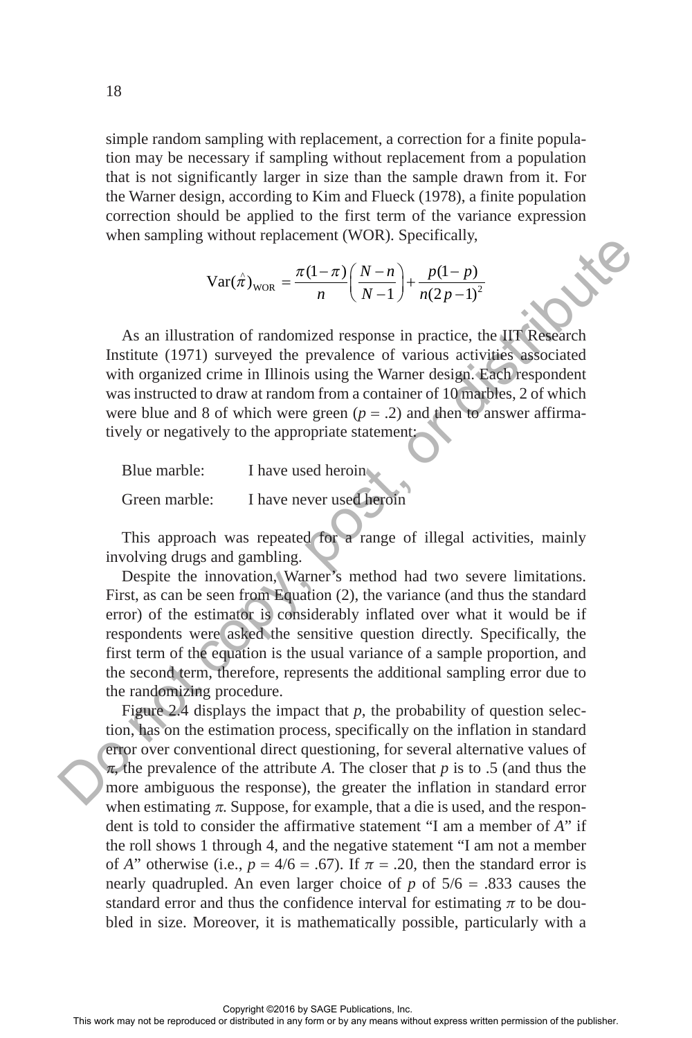simple random sampling with replacement, a correction for a finite population may be necessary if sampling without replacement from a population that is not significantly larger in size than the sample drawn from it. For the Warner design, according to Kim and Flueck (1978), a finite population correction should be applied to the first term of the variance expression when sampling without replacement (WOR). Specifically,

$$\text{Var}(\hat{\pi})_{\text{WOR}} = \frac{\pi(1-\pi)}{n}\left(\frac{N-n}{N-1}\right) + \frac{p(1-p)}{n(2p-1)^2}$$

As an illustration of randomized response in practice, the IIT Research Institute (1971) surveyed the prevalence of various activities associated with organized crime in Illinois using the Warner design. Each respondent was instructed to draw at random from a container of 10 marbles, 2 of which were blue and 8 of which were green ($p = .2$) and then to answer affirmatively or negatively to the appropriate statement:

Blue marble: I have used heroin

Green marble: I have never used heroin

This approach was repeated for a range of illegal activities, mainly involving drugs and gambling.

Despite the innovation, Warner's method had two severe limitations. First, as can be seen from Equation (2), the variance (and thus the standard error) of the estimator is considerably inflated over what it would be if respondents were asked the sensitive question directly. Specifically, the first term of the equation is the usual variance of a sample proportion, and the second term, therefore, represents the additional sampling error due to the randomizing procedure.

Figure 2.4 displays the impact that $p$, the probability of question selection, has on the estimation process, specifically on the inflation in standard error over conventional direct questioning, for several alternative values of $\pi$, the prevalence of the attribute $A$. The closer that $p$ is to .5 (and thus the more ambiguous the response), the greater the inflation in standard error when estimating $\pi$. Suppose, for example, that a die is used, and the respondent is told to consider the affirmative statement "I am a member of $A$" if the roll shows 1 through 4, and the negative statement "I am not a member of $A$" otherwise (i.e., $p = 4/6 = .67$). If $\pi = .20$, then the standard error is nearly quadrupled. An even larger choice of $p$ of $5/6 = .833$ causes the standard error and thus the confidence interval for estimating $\pi$ to be doubled in size. Moreover, it is mathematically possible, particularly with a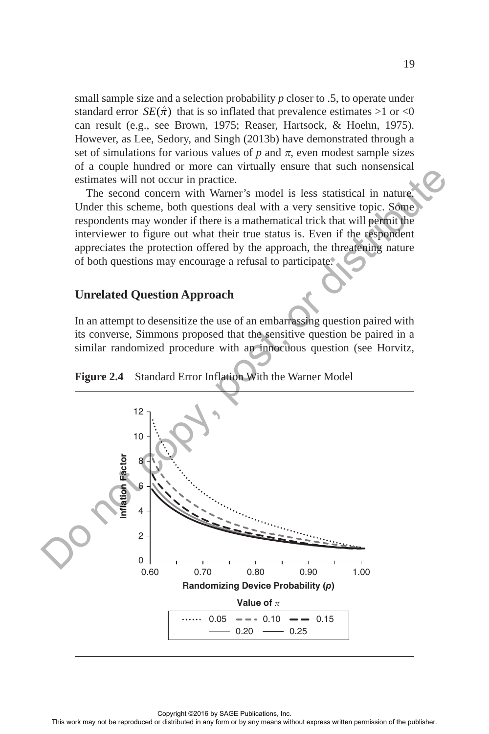small sample size and a selection probability $p$ closer to .5, to operate under standard error $SE(\hat{\pi})$ that is so inflated that prevalence estimates >1 or <0 can result (e.g., see Brown, 1975; Reaser, Hartsock, & Hoehn, 1975). However, as Lee, Sedory, and Singh (2013b) have demonstrated through a set of simulations for various values of $p$ and $\pi$, even modest sample sizes of a couple hundred or more can virtually ensure that such nonsensical estimates will not occur in practice.

The second concern with Warner's model is less statistical in nature. Under this scheme, both questions deal with a very sensitive topic. Some respondents may wonder if there is a mathematical trick that will permit the interviewer to figure out what their true status is. Even if the respondent appreciates the protection offered by the approach, the threatening nature of both questions may encourage a refusal to participate.

## Unrelated Question Approach

In an attempt to desensitize the use of an embarrassing question paired with its converse, Simmons proposed that the sensitive question be paired in a similar randomized procedure with an innocuous question (see Horvitz,

**Figure 2.4** Standard Error Inflation With the Warner Model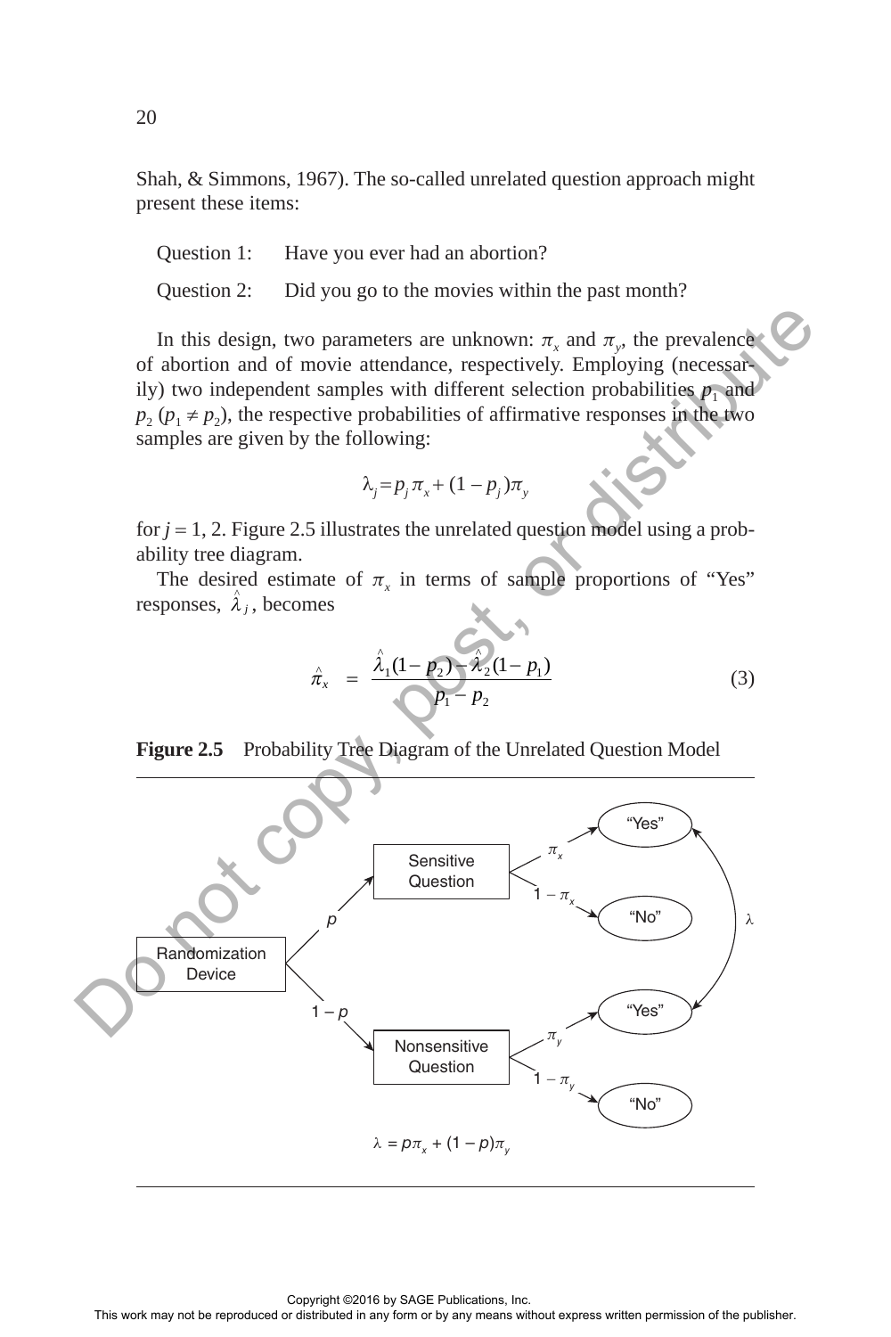Shah, & Simmons, 1967). The so-called unrelated question approach might present these items:

Question 1: Have you ever had an abortion?

Question 2: Did you go to the movies within the past month?

In this design, two parameters are unknown: $\pi_x$ and $\pi_y$, the prevalence of abortion and of movie attendance, respectively. Employing (necessarily) two independent samples with different selection probabilities $p_1$ and $p_2$ ($p_1 \neq p_2$), the respective probabilities of affirmative responses in the two samples are given by the following:

$$\lambda_j = p_j \pi_x + (1 - p_j)\pi_y$$

for $j = 1, 2$. Figure 2.5 illustrates the unrelated question model using a probability tree diagram.

The desired estimate of $\pi_x$ in terms of sample proportions of "Yes" responses, $\hat{\lambda}_j$, becomes

$$\hat{\pi}_x = \frac{\hat{\lambda}_1(1 - p_2) - \hat{\lambda}_2(1 - p_1)}{p_1 - p_2} \tag{3}$$

**Figure 2.5** Probability Tree Diagram of the Unrelated Question Model

Randomization Device → ($p$) Sensitive Question → ($\pi_x$) "Yes"; ($1 - \pi_x$) "No"

Randomization Device → ($1 - p$) Nonsensitive Question → ($\pi_y$) "Yes"; ($1 - \pi_y$) "No"

$\lambda$

$$\lambda = p\pi_x + (1 - p)\pi_y$$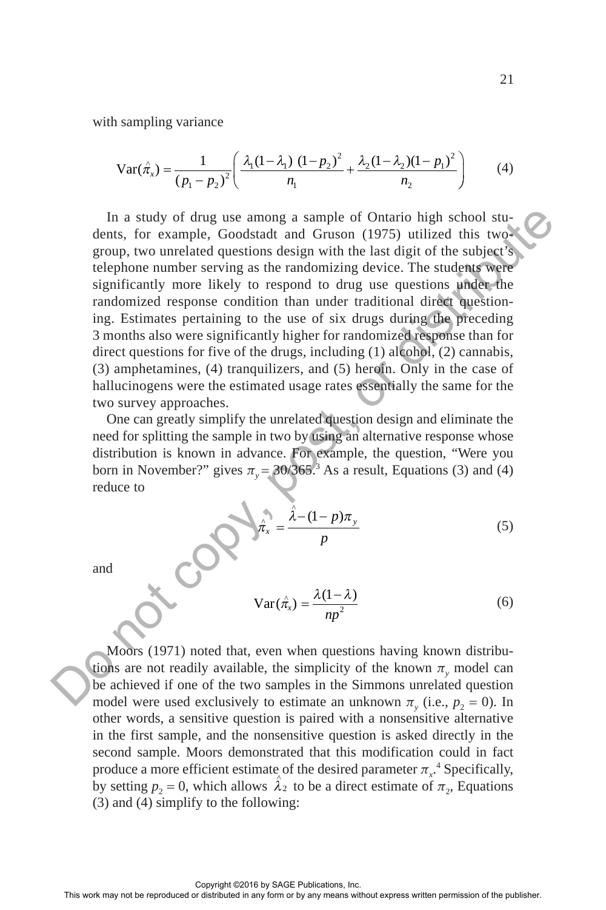with sampling variance

$$\text{Var}(\hat{\pi}_x) = \frac{1}{(p_1 - p_2)^2}\left(\frac{\lambda_1(1-\lambda_1)\ (1-p_2)^2}{n_1} + \frac{\lambda_2(1-\lambda_2)(1-p_1)^2}{n_2}\right) \tag{4}$$

In a study of drug use among a sample of Ontario high school students, for example, Goodstadt and Gruson (1975) utilized this two-group, two unrelated questions design with the last digit of the subject's telephone number serving as the randomizing device. The students were significantly more likely to respond to drug use questions under the randomized response condition than under traditional direct questioning. Estimates pertaining to the use of six drugs during the preceding 3 months also were significantly higher for randomized response than for direct questions for five of the drugs, including (1) alcohol, (2) cannabis, (3) amphetamines, (4) tranquilizers, and (5) heroin. Only in the case of hallucinogens were the estimated usage rates essentially the same for the two survey approaches.

One can greatly simplify the unrelated question design and eliminate the need for splitting the sample in two by using an alternative response whose distribution is known in advance. For example, the question, "Were you born in November?" gives $\pi_y = 30/365$.[3] As a result, Equations (3) and (4) reduce to

$$\hat{\pi}_x = \frac{\hat{\lambda} - (1-p)\pi_y}{p} \tag{5}$$

and

$$\text{Var}(\hat{\pi}_x) = \frac{\lambda(1-\lambda)}{np^2} \tag{6}$$

Moors (1971) noted that, even when questions having known distributions are not readily available, the simplicity of the known $\pi_y$ model can be achieved if one of the two samples in the Simmons unrelated question model were used exclusively to estimate an unknown $\pi_y$ (i.e., $p_2 = 0$). In other words, a sensitive question is paired with a nonsensitive alternative in the first sample, and the nonsensitive question is asked directly in the second sample. Moors demonstrated that this modification could in fact produce a more efficient estimate of the desired parameter $\pi_x$.[4] Specifically, by setting $p_2 = 0$, which allows $\hat{\lambda}_2$ to be a direct estimate of $\pi_2$, Equations (3) and (4) simplify to the following: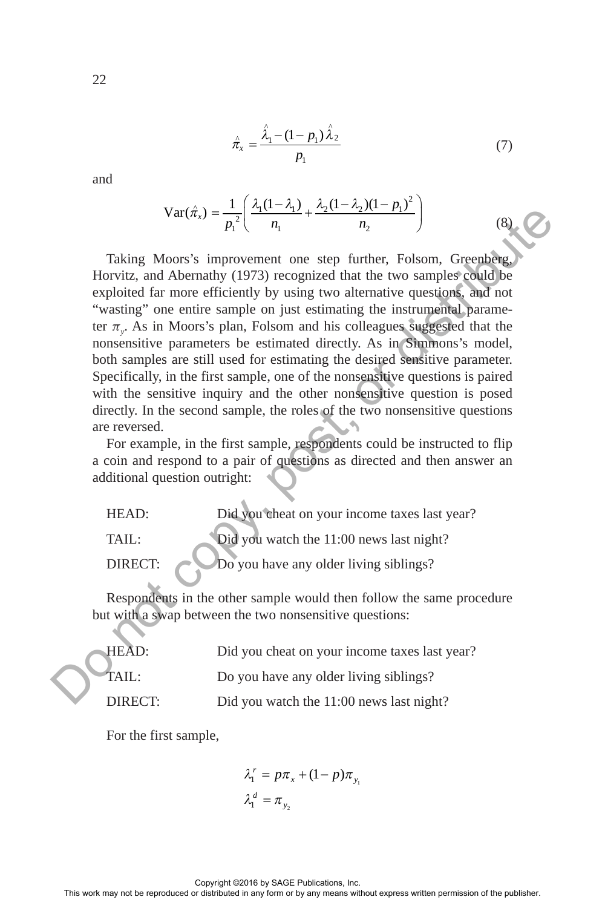$$\hat{\pi}_x = \frac{\hat{\lambda}_1 - (1 - p_1)\hat{\lambda}_2}{p_1} \tag{7}$$

and

$$\text{Var}(\hat{\pi}_x) = \frac{1}{p_1^{\,2}}\left(\frac{\lambda_1(1-\lambda_1)}{n_1} + \frac{\lambda_2(1-\lambda_2)(1-p_1)^2}{n_2}\right) \tag{8}$$

Taking Moors's improvement one step further, Folsom, Greenberg, Horvitz, and Abernathy (1973) recognized that the two samples could be exploited far more efficiently by using two alternative questions, and not "wasting" one entire sample on just estimating the instrumental parameter $\pi_y$. As in Moors's plan, Folsom and his colleagues suggested that the nonsensitive parameters be estimated directly. As in Simmons's model, both samples are still used for estimating the desired sensitive parameter. Specifically, in the first sample, one of the nonsensitive questions is paired with the sensitive inquiry and the other nonsensitive question is posed directly. In the second sample, the roles of the two nonsensitive questions are reversed.

For example, in the first sample, respondents could be instructed to flip a coin and respond to a pair of questions as directed and then answer an additional question outright:

HEAD: Did you cheat on your income taxes last year?

TAIL: Did you watch the 11:00 news last night?

DIRECT: Do you have any older living siblings?

Respondents in the other sample would then follow the same procedure but with a swap between the two nonsensitive questions:

HEAD: Did you cheat on your income taxes last year?

TAIL: Do you have any older living siblings?

DIRECT: Did you watch the 11:00 news last night?

For the first sample,

$$\lambda_1^r = p\pi_x + (1-p)\pi_{y_1}$$

$$\lambda_1^d = \pi_{y_2}$$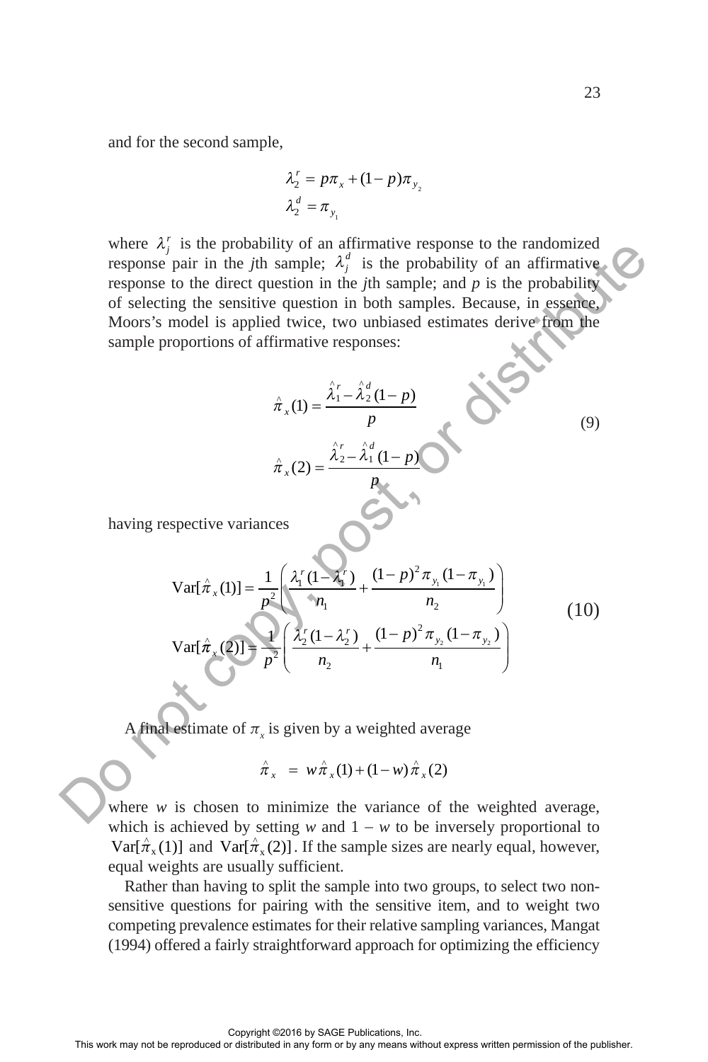and for the second sample,

$$\lambda_2^r = p\pi_x + (1-p)\pi_{y_2}$$
$$\lambda_2^d = \pi_{y_1}$$

where $\lambda_j^r$ is the probability of an affirmative response to the randomized response pair in the *j*th sample; $\lambda_j^d$ is the probability of an affirmative response to the direct question in the *j*th sample; and *p* is the probability of selecting the sensitive question in both samples. Because, in essence, Moors's model is applied twice, two unbiased estimates derive from the sample proportions of affirmative responses:

$$\hat{\pi}_x(1) = \frac{\hat{\lambda}_1^r - \hat{\lambda}_2^d(1-p)}{p}$$
$$\hat{\pi}_x(2) = \frac{\hat{\lambda}_2^r - \hat{\lambda}_1^d(1-p)}{p} \tag{9}$$

having respective variances

$$\text{Var}[\hat{\pi}_x(1)] = \frac{1}{p^2}\left(\frac{\lambda_1^r(1-\lambda_1^r)}{n_1} + \frac{(1-p)^2\pi_{y_1}(1-\pi_{y_1})}{n_2}\right)$$
$$\text{Var}[\hat{\pi}_x(2)] = \frac{1}{p^2}\left(\frac{\lambda_2^r(1-\lambda_2^r)}{n_2} + \frac{(1-p)^2\pi_{y_2}(1-\pi_{y_2})}{n_1}\right) \tag{10}$$

A final estimate of $\pi_x$ is given by a weighted average

$$\hat{\pi}_x = w\hat{\pi}_x(1) + (1-w)\hat{\pi}_x(2)$$

where *w* is chosen to minimize the variance of the weighted average, which is achieved by setting *w* and 1 – *w* to be inversely proportional to $\text{Var}[\hat{\pi}_x(1)]$ and $\text{Var}[\hat{\pi}_x(2)]$. If the sample sizes are nearly equal, however, equal weights are usually sufficient.

Rather than having to split the sample into two groups, to select two non-sensitive questions for pairing with the sensitive item, and to weight two competing prevalence estimates for their relative sampling variances, Mangat (1994) offered a fairly straightforward approach for optimizing the efficiency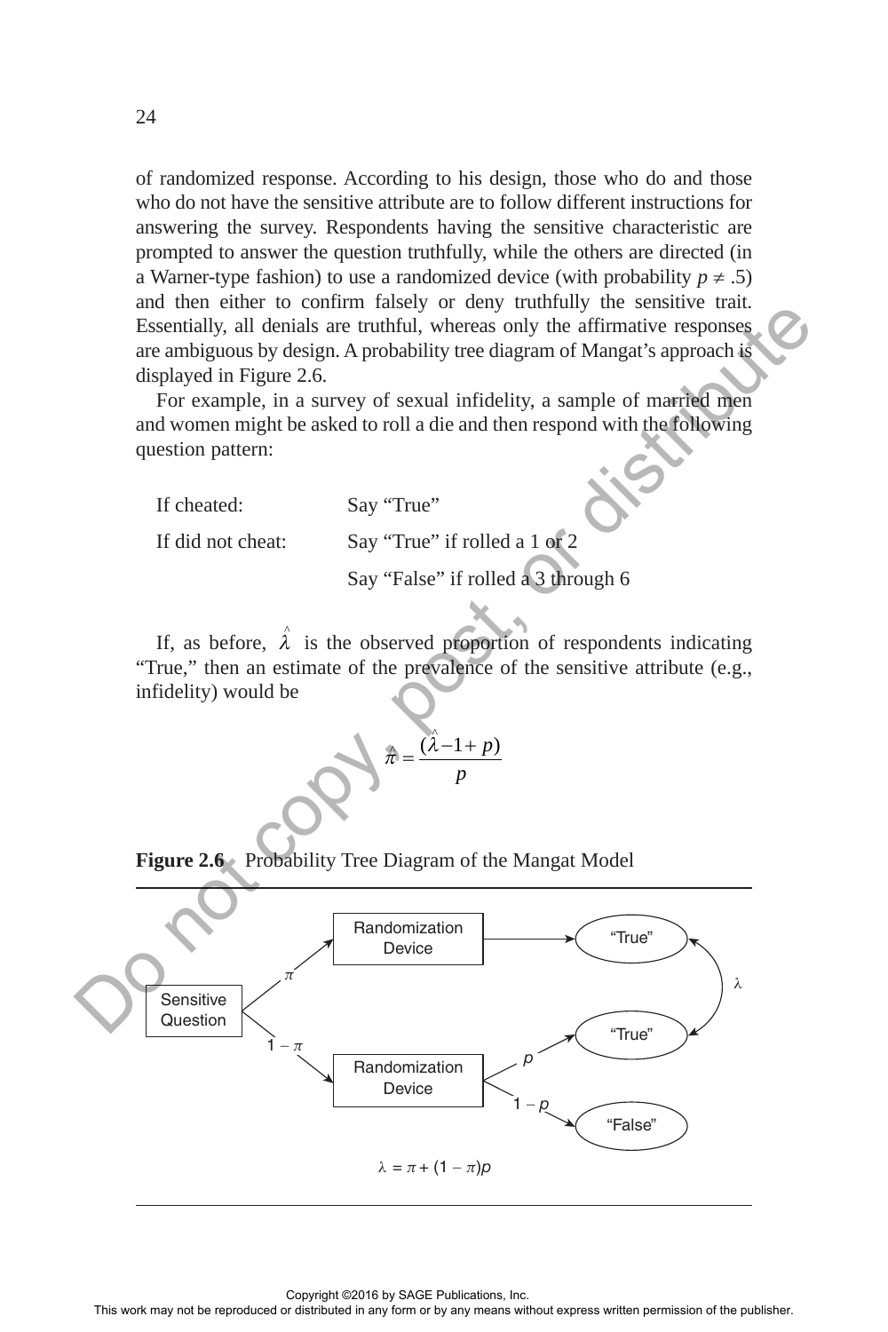of randomized response. According to his design, those who do and those who do not have the sensitive attribute are to follow different instructions for answering the survey. Respondents having the sensitive characteristic are prompted to answer the question truthfully, while the others are directed (in a Warner-type fashion) to use a randomized device (with probability $p \neq .5$) and then either to confirm falsely or deny truthfully the sensitive trait. Essentially, all denials are truthful, whereas only the affirmative responses are ambiguous by design. A probability tree diagram of Mangat's approach is displayed in Figure 2.6.

For example, in a survey of sexual infidelity, a sample of married men and women might be asked to roll a die and then respond with the following question pattern:

| | |
|---|---|
| If cheated: | Say "True" |
| If did not cheat: | Say "True" if rolled a 1 or 2 |
| | Say "False" if rolled a 3 through 6 |

If, as before, $\hat{\lambda}$ is the observed proportion of respondents indicating "True," then an estimate of the prevalence of the sensitive attribute (e.g., infidelity) would be

$$\hat{\pi} = \frac{(\hat{\lambda} - 1 + p)}{p}$$

**Figure 2.6** Probability Tree Diagram of the Mangat Model

Sensitive Question → ($\pi$) Randomization Device → "True"

Sensitive Question → ($1 - \pi$) Randomization Device → ($p$) "True"; ($1 - p$) "False"

$\lambda$ (both "True" responses)

$\lambda = \pi + (1 - \pi)p$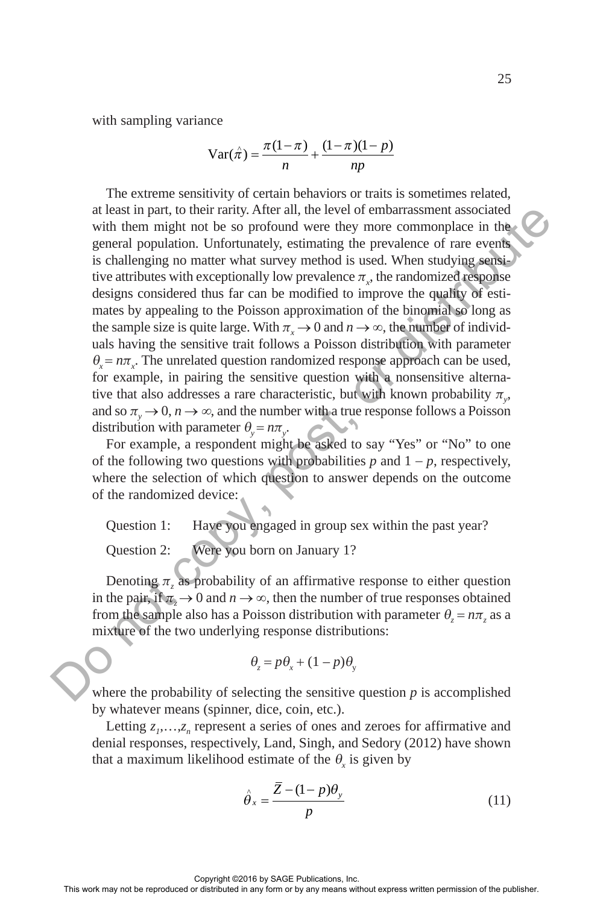with sampling variance

$$\text{Var}(\hat{\pi}) = \frac{\pi(1-\pi)}{n} + \frac{(1-\pi)(1-p)}{np}$$

The extreme sensitivity of certain behaviors or traits is sometimes related, at least in part, to their rarity. After all, the level of embarrassment associated with them might not be so profound were they more commonplace in the general population. Unfortunately, estimating the prevalence of rare events is challenging no matter what survey method is used. When studying sensitive attributes with exceptionally low prevalence $\pi_x$, the randomized response designs considered thus far can be modified to improve the quality of estimates by appealing to the Poisson approximation of the binomial so long as the sample size is quite large. With $\pi_x \to 0$ and $n \to \infty$, the number of individuals having the sensitive trait follows a Poisson distribution with parameter $\theta_x = n\pi_x$. The unrelated question randomized response approach can be used, for example, in pairing the sensitive question with a nonsensitive alternative that also addresses a rare characteristic, but with known probability $\pi_y$, and so $\pi_y \to 0$, $n \to \infty$, and the number with a true response follows a Poisson distribution with parameter $\theta_y = n\pi_y$.

For example, a respondent might be asked to say "Yes" or "No" to one of the following two questions with probabilities $p$ and $1 - p$, respectively, where the selection of which question to answer depends on the outcome of the randomized device:

Question 1: Have you engaged in group sex within the past year?

Question 2: Were you born on January 1?

Denoting $\pi_z$ as probability of an affirmative response to either question in the pair, if $\pi_z \to 0$ and $n \to \infty$, then the number of true responses obtained from the sample also has a Poisson distribution with parameter $\theta_z = n\pi_z$ as a mixture of the two underlying response distributions:

$$\theta_z = p\theta_x + (1 - p)\theta_y$$

where the probability of selecting the sensitive question $p$ is accomplished by whatever means (spinner, dice, coin, etc.).

Letting $z_1, \ldots, z_n$ represent a series of ones and zeroes for affirmative and denial responses, respectively, Land, Singh, and Sedory (2012) have shown that a maximum likelihood estimate of the $\theta_x$ is given by

$$\hat{\theta}_x = \frac{\bar{Z} - (1-p)\theta_y}{p} \tag{11}$$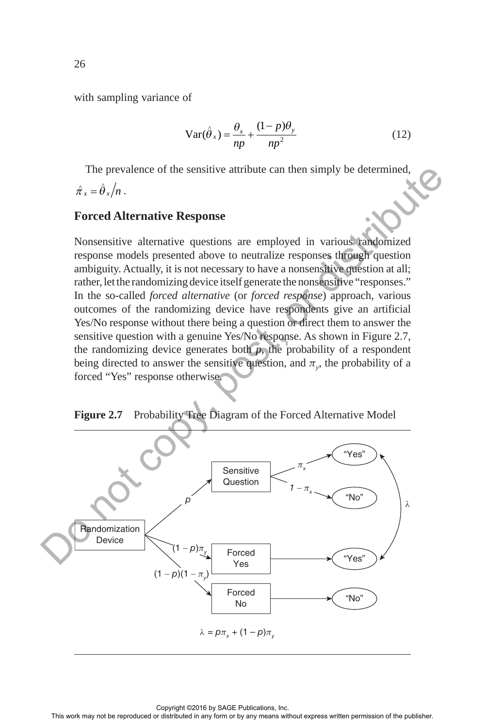with sampling variance of

$$\text{Var}(\hat{\theta}_x) = \frac{\theta_x}{np} + \frac{(1-p)\theta_y}{np^2} \tag{12}$$

The prevalence of the sensitive attribute can then simply be determined, $\hat{\pi}_x = \hat{\theta}_x / n$.

## Forced Alternative Response

Nonsensitive alternative questions are employed in various randomized response models presented above to neutralize responses through question ambiguity. Actually, it is not necessary to have a nonsensitive question at all; rather, let the randomizing device itself generate the nonsensitive "responses." In the so-called *forced alternative* (or *forced response*) approach, various outcomes of the randomizing device have respondents give an artificial Yes/No response without there being a question or direct them to answer the sensitive question with a genuine Yes/No response. As shown in Figure 2.7, the randomizing device generates both $p$, the probability of a respondent being directed to answer the sensitive question, and $\pi_y$, the probability of a forced "Yes" response otherwise.

**Figure 2.7** Probability Tree Diagram of the Forced Alternative Model

```
                                                        π_x          → "Yes"  ─┐
                                    → Sensitive Question                       │
                            p                           1 − π_x      → "No"    │ λ
Randomization Device                                                           │
                            (1 − p)π_y        → Forced Yes           → "Yes"  ─┘
                            (1 − p)(1 − π_y)  → Forced No            → "No"
```

$\lambda = p\pi_x + (1 - p)\pi_y$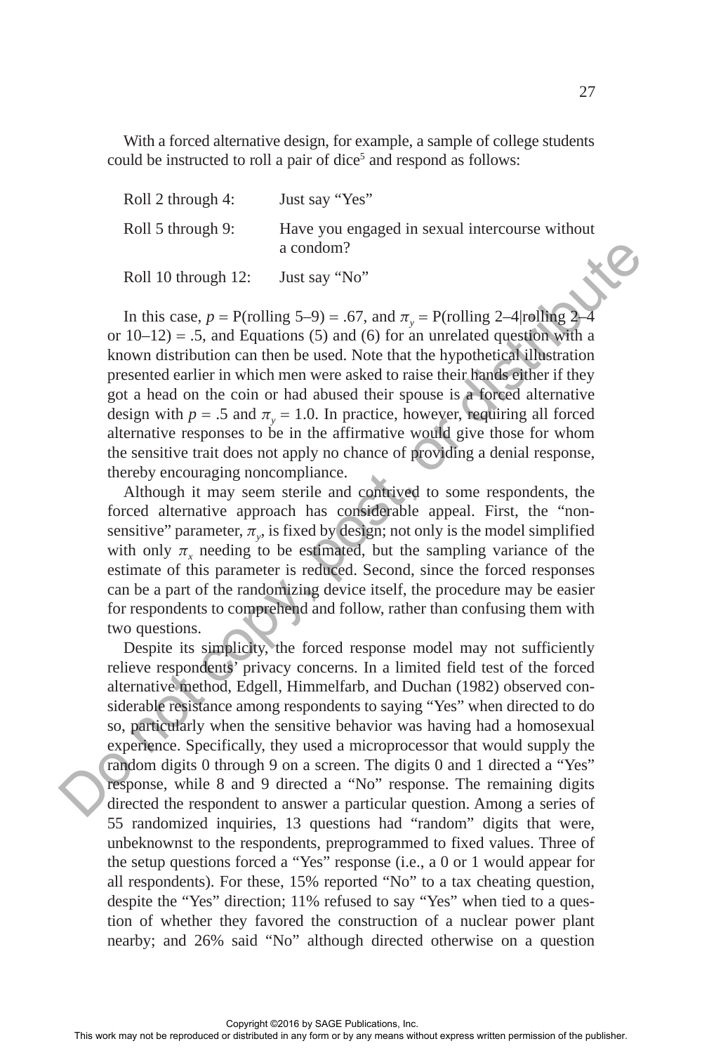With a forced alternative design, for example, a sample of college students could be instructed to roll a pair of dice[5] and respond as follows:

| | |
|---|---|
| Roll 2 through 4: | Just say "Yes" |
| Roll 5 through 9: | Have you engaged in sexual intercourse without a condom? |
| Roll 10 through 12: | Just say "No" |

In this case, $p$ = P(rolling 5–9) = .67, and $\pi_y$ = P(rolling 2–4|rolling 2–4 or 10–12) = .5, and Equations (5) and (6) for an unrelated question with a known distribution can then be used. Note that the hypothetical illustration presented earlier in which men were asked to raise their hands either if they got a head on the coin or had abused their spouse is a forced alternative design with $p = .5$ and $\pi_y = 1.0$. In practice, however, requiring all forced alternative responses to be in the affirmative would give those for whom the sensitive trait does not apply no chance of providing a denial response, thereby encouraging noncompliance.

Although it may seem sterile and contrived to some respondents, the forced alternative approach has considerable appeal. First, the "non-sensitive" parameter, $\pi_y$, is fixed by design; not only is the model simplified with only $\pi_x$ needing to be estimated, but the sampling variance of the estimate of this parameter is reduced. Second, since the forced responses can be a part of the randomizing device itself, the procedure may be easier for respondents to comprehend and follow, rather than confusing them with two questions.

Despite its simplicity, the forced response model may not sufficiently relieve respondents' privacy concerns. In a limited field test of the forced alternative method, Edgell, Himmelfarb, and Duchan (1982) observed considerable resistance among respondents to saying "Yes" when directed to do so, particularly when the sensitive behavior was having had a homosexual experience. Specifically, they used a microprocessor that would supply the random digits 0 through 9 on a screen. The digits 0 and 1 directed a "Yes" response, while 8 and 9 directed a "No" response. The remaining digits directed the respondent to answer a particular question. Among a series of 55 randomized inquiries, 13 questions had "random" digits that were, unbeknownst to the respondents, preprogrammed to fixed values. Three of the setup questions forced a "Yes" response (i.e., a 0 or 1 would appear for all respondents). For these, 15% reported "No" to a tax cheating question, despite the "Yes" direction; 11% refused to say "Yes" when tied to a question of whether they favored the construction of a nuclear power plant nearby; and 26% said "No" although directed otherwise on a question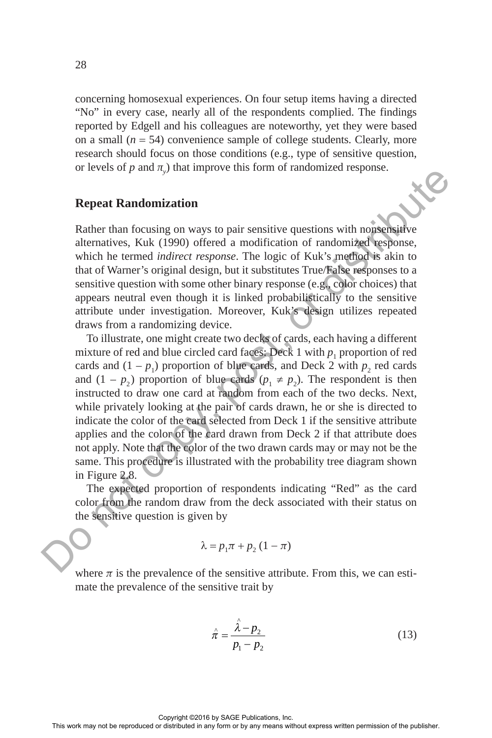concerning homosexual experiences. On four setup items having a directed "No" in every case, nearly all of the respondents complied. The findings reported by Edgell and his colleagues are noteworthy, yet they were based on a small ($n = 54$) convenience sample of college students. Clearly, more research should focus on those conditions (e.g., type of sensitive question, or levels of $p$ and $\pi_y$) that improve this form of randomized response.

## Repeat Randomization

Rather than focusing on ways to pair sensitive questions with nonsensitive alternatives, Kuk (1990) offered a modification of randomized response, which he termed *indirect response*. The logic of Kuk's method is akin to that of Warner's original design, but it substitutes True/False responses to a sensitive question with some other binary response (e.g., color choices) that appears neutral even though it is linked probabilistically to the sensitive attribute under investigation. Moreover, Kuk's design utilizes repeated draws from a randomizing device.

To illustrate, one might create two decks of cards, each having a different mixture of red and blue circled card faces: Deck 1 with $p_1$ proportion of red cards and $(1 - p_1)$ proportion of blue cards, and Deck 2 with $p_2$ red cards and $(1 - p_2)$ proportion of blue cards ($p_1 \neq p_2$). The respondent is then instructed to draw one card at random from each of the two decks. Next, while privately looking at the pair of cards drawn, he or she is directed to indicate the color of the card selected from Deck 1 if the sensitive attribute applies and the color of the card drawn from Deck 2 if that attribute does not apply. Note that the color of the two drawn cards may or may not be the same. This procedure is illustrated with the probability tree diagram shown in Figure 2.8.

The expected proportion of respondents indicating "Red" as the card color from the random draw from the deck associated with their status on the sensitive question is given by

$$\lambda = p_1\pi + p_2(1 - \pi)$$

where $\pi$ is the prevalence of the sensitive attribute. From this, we can estimate the prevalence of the sensitive trait by

$$\hat{\pi} = \frac{\hat{\lambda} - p_2}{p_1 - p_2} \tag{13}$$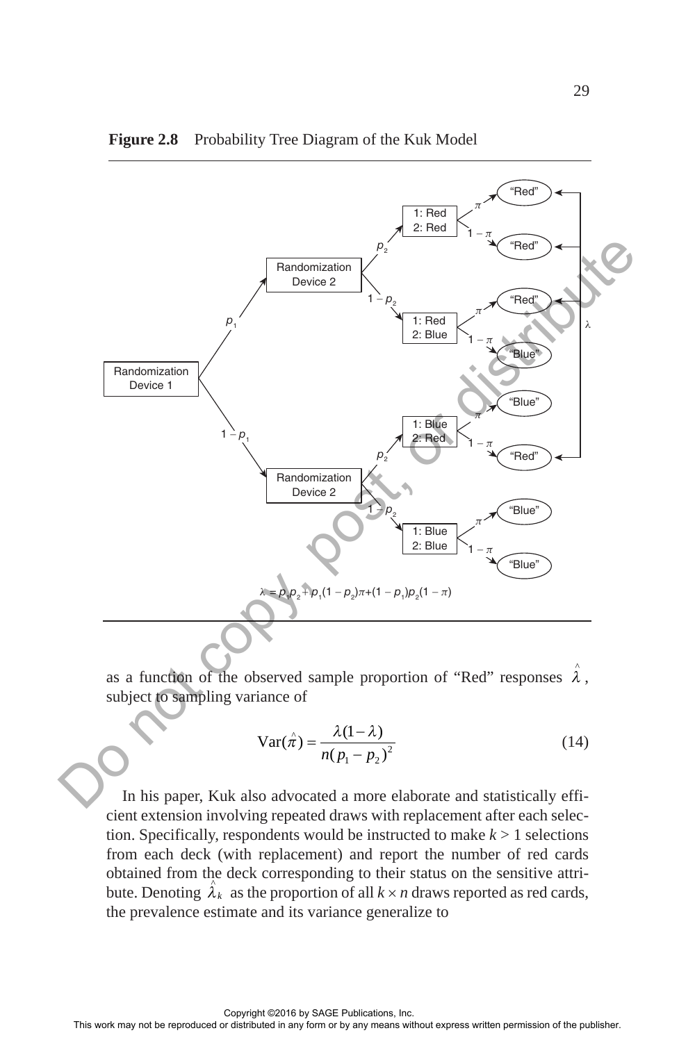**Figure 2.8** Probability Tree Diagram of the Kuk Model

$\lambda = p_1 p_2 + p_1(1 - p_2)\pi + (1 - p_1)p_2(1 - \pi)$

as a function of the observed sample proportion of "Red" responses $\hat{\lambda}$, subject to sampling variance of

$$\text{Var}(\hat{\pi}) = \frac{\lambda(1-\lambda)}{n(p_1 - p_2)^2} \tag{14}$$

In his paper, Kuk also advocated a more elaborate and statistically efficient extension involving repeated draws with replacement after each selection. Specifically, respondents would be instructed to make $k > 1$ selections from each deck (with replacement) and report the number of red cards obtained from the deck corresponding to their status on the sensitive attribute. Denoting $\hat{\lambda}_k$ as the proportion of all $k \times n$ draws reported as red cards, the prevalence estimate and its variance generalize to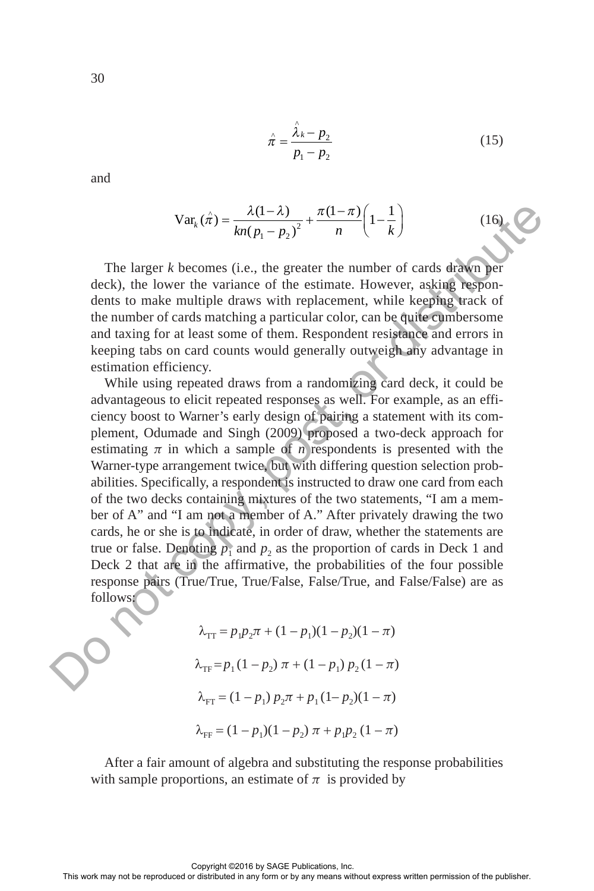$$\hat{\pi} = \frac{\hat{\lambda}_k - p_2}{p_1 - p_2} \tag{15}$$

and

$$\text{Var}_k(\hat{\pi}) = \frac{\lambda(1-\lambda)}{kn(p_1 - p_2)^2} + \frac{\pi(1-\pi)}{n}\left(1 - \frac{1}{k}\right) \tag{16}$$

The larger $k$ becomes (i.e., the greater the number of cards drawn per deck), the lower the variance of the estimate. However, asking respondents to make multiple draws with replacement, while keeping track of the number of cards matching a particular color, can be quite cumbersome and taxing for at least some of them. Respondent resistance and errors in keeping tabs on card counts would generally outweigh any advantage in estimation efficiency.

While using repeated draws from a randomizing card deck, it could be advantageous to elicit repeated responses as well. For example, as an efficiency boost to Warner's early design of pairing a statement with its complement, Odumade and Singh (2009) proposed a two-deck approach for estimating $\pi$ in which a sample of $n$ respondents is presented with the Warner-type arrangement twice, but with differing question selection probabilities. Specifically, a respondent is instructed to draw one card from each of the two decks containing mixtures of the two statements, "I am a member of A" and "I am not a member of A." After privately drawing the two cards, he or she is to indicate, in order of draw, whether the statements are true or false. Denoting $p_1$ and $p_2$ as the proportion of cards in Deck 1 and Deck 2 that are in the affirmative, the probabilities of the four possible response pairs (True/True, True/False, False/True, and False/False) are as follows:

$$\lambda_{\text{TT}} = p_1 p_2 \pi + (1 - p_1)(1 - p_2)(1 - \pi)$$

$$\lambda_{\text{TF}} = p_1 (1 - p_2)\, \pi + (1 - p_1)\, p_2 (1 - \pi)$$

$$\lambda_{\text{FT}} = (1 - p_1)\, p_2 \pi + p_1 (1 - p_2)(1 - \pi)$$

$$\lambda_{\text{FF}} = (1 - p_1)(1 - p_2)\, \pi + p_1 p_2 (1 - \pi)$$

After a fair amount of algebra and substituting the response probabilities with sample proportions, an estimate of $\pi$ is provided by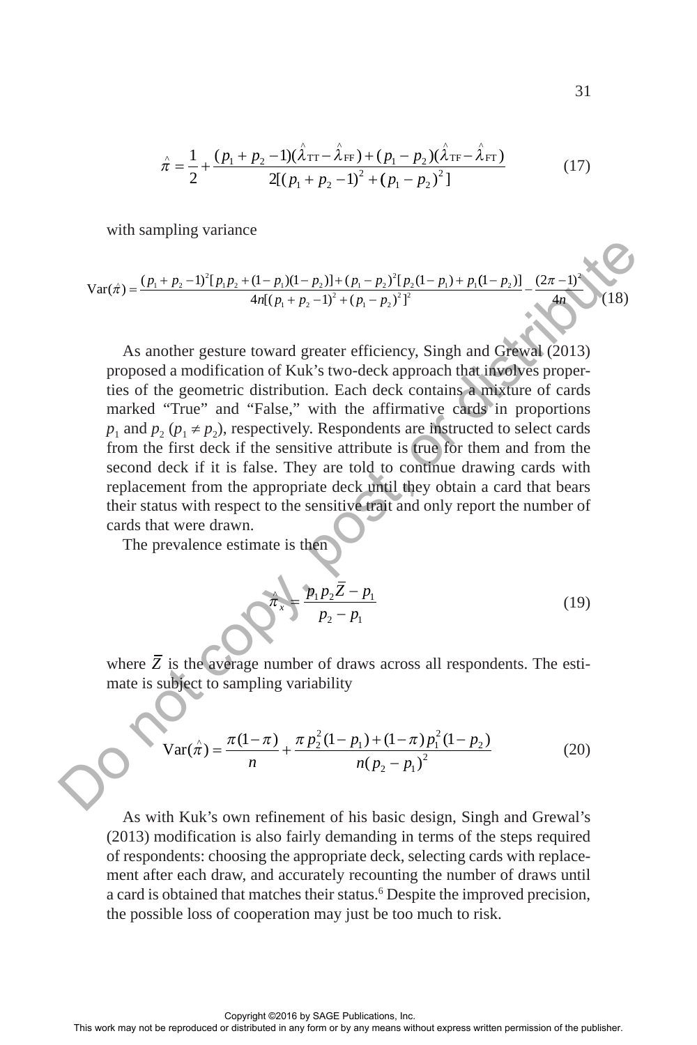$$\hat{\pi} = \frac{1}{2} + \frac{(p_1 + p_2 - 1)(\hat{\lambda}_{\text{TT}} - \hat{\lambda}_{\text{FF}}) + (p_1 - p_2)(\hat{\lambda}_{\text{TF}} - \hat{\lambda}_{\text{FT}})}{2[(p_1 + p_2 - 1)^2 + (p_1 - p_2)^2]} \tag{17}$$

with sampling variance

$$\text{Var}(\hat{\pi}) = \frac{(p_1 + p_2 - 1)^2[p_1 p_2 + (1 - p_1)(1 - p_2)] + (p_1 - p_2)^2[p_2(1 - p_1) + p_1(1 - p_2)]}{4n[(p_1 + p_2 - 1)^2 + (p_1 - p_2)^2]^2} - \frac{(2\pi - 1)^2}{4n} \tag{18}$$

As another gesture toward greater efficiency, Singh and Grewal (2013) proposed a modification of Kuk's two-deck approach that involves properties of the geometric distribution. Each deck contains a mixture of cards marked "True" and "False," with the affirmative cards in proportions $p_1$ and $p_2$ ($p_1 \neq p_2$), respectively. Respondents are instructed to select cards from the first deck if the sensitive attribute is true for them and from the second deck if it is false. They are told to continue drawing cards with replacement from the appropriate deck until they obtain a card that bears their status with respect to the sensitive trait and only report the number of cards that were drawn.

The prevalence estimate is then

$$\hat{\pi}_x = \frac{p_1 p_2 \bar{Z} - p_1}{p_2 - p_1} \tag{19}$$

where $\bar{Z}$ is the average number of draws across all respondents. The estimate is subject to sampling variability

$$\text{Var}(\hat{\pi}) = \frac{\pi(1-\pi)}{n} + \frac{\pi p_2^2(1 - p_1) + (1 - \pi) p_1^2(1 - p_2)}{n(p_2 - p_1)^2} \tag{20}$$

As with Kuk's own refinement of his basic design, Singh and Grewal's (2013) modification is also fairly demanding in terms of the steps required of respondents: choosing the appropriate deck, selecting cards with replacement after each draw, and accurately recounting the number of draws until a card is obtained that matches their status.[6] Despite the improved precision, the possible loss of cooperation may just be too much to risk.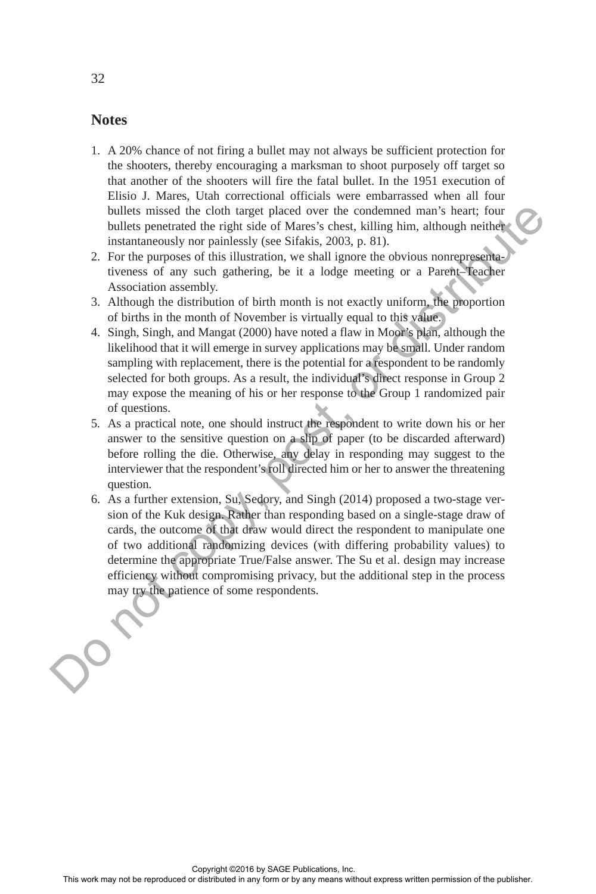## Notes

1. A 20% chance of not firing a bullet may not always be sufficient protection for the shooters, thereby encouraging a marksman to shoot purposely off target so that another of the shooters will fire the fatal bullet. In the 1951 execution of Elisio J. Mares, Utah correctional officials were embarrassed when all four bullets missed the cloth target placed over the condemned man's heart; four bullets penetrated the right side of Mares's chest, killing him, although neither instantaneously nor painlessly (see Sifakis, 2003, p. 81).
2. For the purposes of this illustration, we shall ignore the obvious nonrepresentativeness of any such gathering, be it a lodge meeting or a Parent–Teacher Association assembly.
3. Although the distribution of birth month is not exactly uniform, the proportion of births in the month of November is virtually equal to this value.
4. Singh, Singh, and Mangat (2000) have noted a flaw in Moor's plan, although the likelihood that it will emerge in survey applications may be small. Under random sampling with replacement, there is the potential for a respondent to be randomly selected for both groups. As a result, the individual's direct response in Group 2 may expose the meaning of his or her response to the Group 1 randomized pair of questions.
5. As a practical note, one should instruct the respondent to write down his or her answer to the sensitive question on a slip of paper (to be discarded afterward) before rolling the die. Otherwise, any delay in responding may suggest to the interviewer that the respondent's roll directed him or her to answer the threatening question.
6. As a further extension, Su, Sedory, and Singh (2014) proposed a two-stage version of the Kuk design. Rather than responding based on a single-stage draw of cards, the outcome of that draw would direct the respondent to manipulate one of two additional randomizing devices (with differing probability values) to determine the appropriate True/False answer. The Su et al. design may increase efficiency without compromising privacy, but the additional step in the process may try the patience of some respondents.